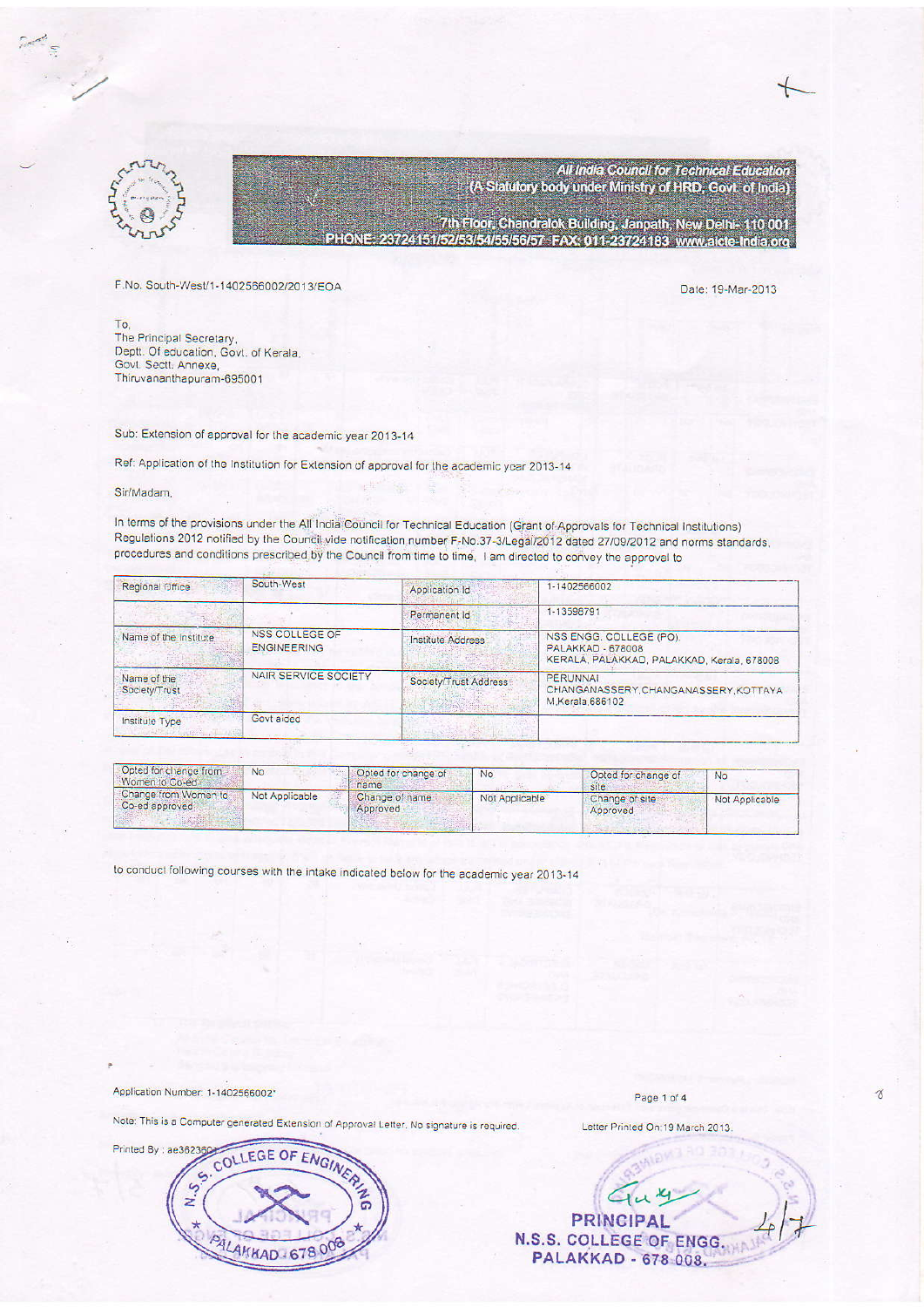All India Council for Technical Education
(A Statutory body under Ministry of HRD, Govt. of India)

7th Floor, Chandralok Building, Janpath, New Delhi- 110 001
PHONE: 23724151/52/53/54/55/56/57 FAX: 011-23724183 www.aicte-India.org

F.No. South-West/1-1402566002/2013/EOA

Date: 19-Mar-2013

To,
The Principal Secretary,
Deptt. Of education, Govt. of Kerala,
Govt. Sectt. Annexe,
Thiruvananthapuram-695001

Sub: Extension of approval for the academic year 2013-14

Ref: Application of the Institution for Extension of approval for the academic year 2013-14

Sir/Madam,

In terms of the provisions under the All India Council for Technical Education (Grant of Approvals for Technical Institutions) Regulations 2012 notified by the Council vide notification number F-No.37-3/Legal/2012 dated 27/09/2012 and norms standards, procedures and conditions prescribed by the Council from time to time, I am directed to convey the approval to

| Regional Office | South-West | Application Id | 1-1402566002 |
|---|---|---|---|
| | | Permanent Id | 1-13596791 |
| Name of the Institute | NSS COLLEGE OF ENGINEERING | Institute Address | NSS ENGG. COLLEGE (PO). PALAKKAD - 678008 KERALA, PALAKKAD, PALAKKAD, Kerala, 678008 |
| Name of the Society/Trust | NAIR SERVICE SOCIETY | Society/Trust Address | PERUNNAI CHANGANASSERY,CHANGANASSERY,KOTTAYAM,Kerala,686102 |
| Institute Type | Govt aided | | |

| Opted for change from Women to Co-ed | No | Opted for change of name | No | Opted for change of site | No |
|---|---|---|---|---|---|
| Change from Women to Co-ed approved | Not Applicable | Change of name Approved | Not Applicable | Change of site Approved | Not Applicable |

to conduct following courses with the intake indicated below for the academic year 2013-14

Application Number: 1-1402566002*

Note: This is a Computer generated Extension of Approval Letter. No signature is required.

Letter Printed On:19 March 2013.

Printed By : ae3623604

N.S.S. COLLEGE OF ENGINEERING PALAKKAD - 678 008

PRINCIPAL
N.S.S. COLLEGE OF ENGG.
PALAKKAD - 678 008.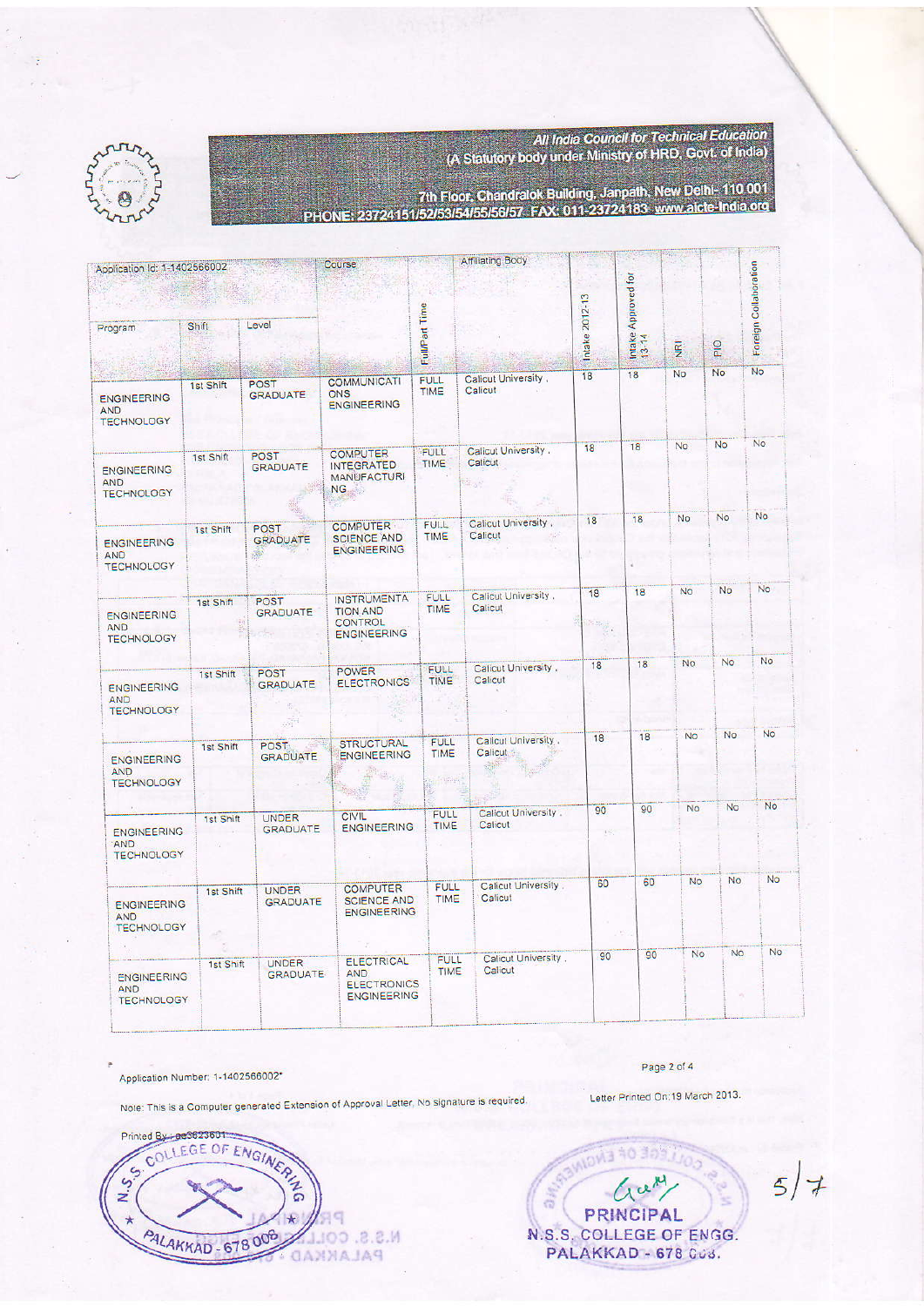**All India Council for Technical Education**
**(A Statutory body under Ministry of HRD, Govt. of India)**

7th Floor, Chandralok Building, Janpath, New Delhi- 110 001
PHONE: 23724151/52/53/54/55/56/57 FAX: 011-23724183 www.aicte-India.org

| Application Id: 1-1402566002 | | | Course | Full/Part Time | Affiliating Body | Intake 2012-13 | Intake Approved for 13-14 | NRI | PIO | Foreign Collaboration |
|---|---|---|---|---|---|---|---|---|---|---|
| Program | Shift | Level | | | | | | | | |
| ENGINEERING AND TECHNOLOGY | 1st Shift | POST GRADUATE | COMMUNICATIONS ENGINEERING | FULL TIME | Calicut University , Calicut | 18 | 18 | No | No | No |
| ENGINEERING AND TECHNOLOGY | 1st Shift | POST GRADUATE | COMPUTER INTEGRATED MANUFACTURING | FULL TIME | Calicut University , Calicut | 18 | 18 | No | No | No |
| ENGINEERING AND TECHNOLOGY | 1st Shift | POST GRADUATE | COMPUTER SCIENCE AND ENGINEERING | FULL TIME | Calicut University , Calicut | 18 | 18 | No | No | No |
| ENGINEERING AND TECHNOLOGY | 1st Shift | POST GRADUATE | INSTRUMENTATION AND CONTROL ENGINEERING | FULL TIME | Calicut University , Calicut | 18 | 18 | No | No | No |
| ENGINEERING AND TECHNOLOGY | 1st Shift | POST GRADUATE | POWER ELECTRONICS | FULL TIME | Calicut University , Calicut | 18 | 18 | No | No | No |
| ENGINEERING AND TECHNOLOGY | 1st Shift | POST GRADUATE | STRUCTURAL ENGINEERING | FULL TIME | Calicut University , Calicut | 18 | 18 | No | No | No |
| ENGINEERING AND TECHNOLOGY | 1st Shift | UNDER GRADUATE | CIVIL ENGINEERING | FULL TIME | Calicut University , Calicut | 90 | 90 | No | No | No |
| ENGINEERING AND TECHNOLOGY | 1st Shift | UNDER GRADUATE | COMPUTER SCIENCE AND ENGINEERING | FULL TIME | Calicut University , Calicut | 60 | 60 | No | No | No |
| ENGINEERING AND TECHNOLOGY | 1st Shift | UNDER GRADUATE | ELECTRICAL AND ELECTRONICS ENGINEERING | FULL TIME | Calicut University , Calicut | 90 | 90 | No | No | No |

Application Number: 1-1402566002*

Note: This is a Computer generated Extension of Approval Letter. No signature is required.

Letter Printed On:19 March 2013.

Printed By : ae3623601

N.S.S. COLLEGE OF ENGINEERING PALAKKAD - 678 008

PRINCIPAL
N.S.S. COLLEGE OF ENGG.
PALAKKAD - 678 008.

5/7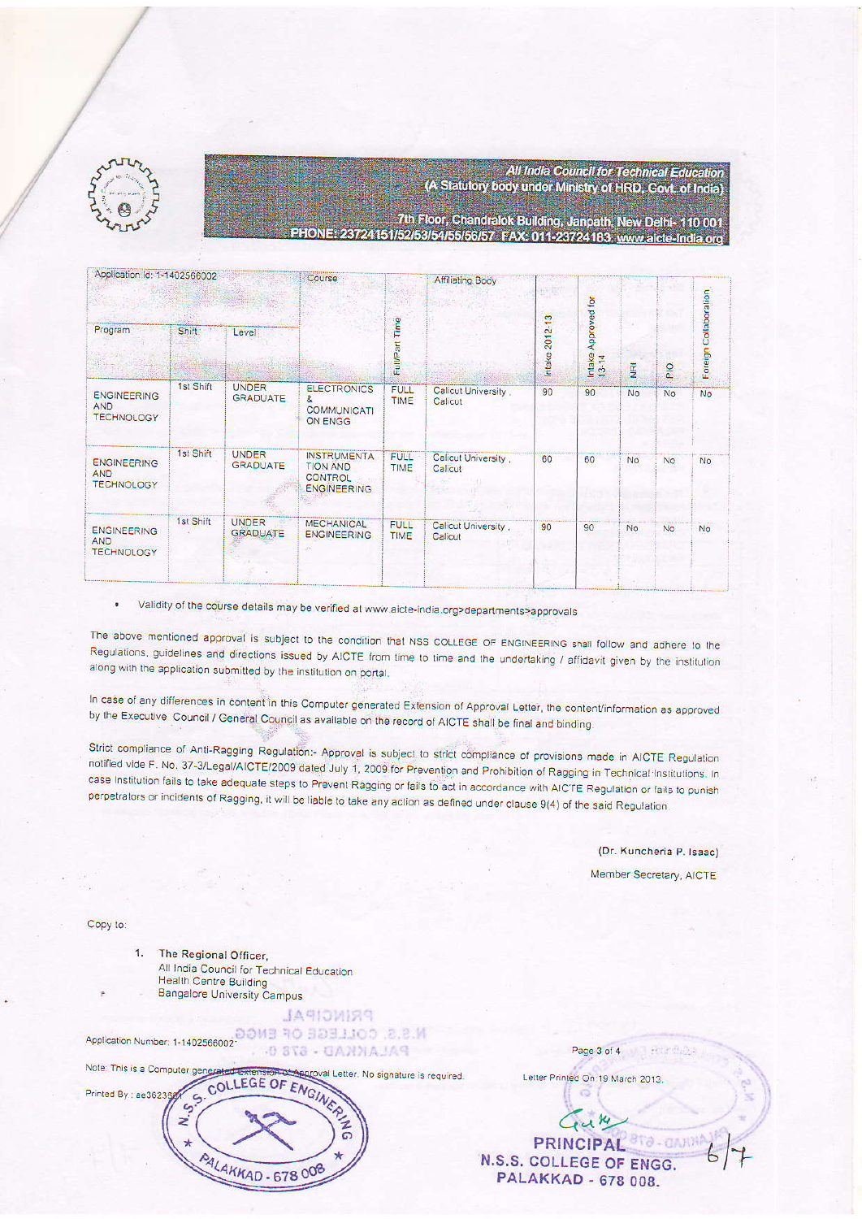**All India Council for Technical Education**
**(A Statutory body under Ministry of HRD, Govt. of India)**

**7th Floor, Chandralok Building, Janpath, New Delhi- 110 001**
**PHONE: 23724151/52/53/54/55/56/57 FAX: 011-23724183 www.aicte-India.org**

| Application Id: 1-1402566002 | | | Course | Full/Part Time | Affiliating Body | Intake 2012-13 | Intake Approved for 13-14 | NRI | PIO | Foreign Collaboration |
|---|---|---|---|---|---|---|---|---|---|---|
| Program | Shift | Level | | | | | | | | |
| ENGINEERING AND TECHNOLOGY | 1st Shift | UNDER GRADUATE | ELECTRONICS & COMMUNICATION ENGG | FULL TIME | Calicut University , Calicut | 90 | 90 | No | No | No |
| ENGINEERING AND TECHNOLOGY | 1st Shift | UNDER GRADUATE | INSTRUMENTATION AND CONTROL ENGINEERING | FULL TIME | Calicut University , Calicut | 60 | 60 | No | No | No |
| ENGINEERING AND TECHNOLOGY | 1st Shift | UNDER GRADUATE | MECHANICAL ENGINEERING | FULL TIME | Calicut University , Calicut | 90 | 90 | No | No | No |

- Validity of the course details may be verified at www.aicte-india.org>departments>approvals

The above mentioned approval is subject to the condition that NSS COLLEGE OF ENGINEERING shall follow and adhere to the Regulations, guidelines and directions issued by AICTE from time to time and the undertaking / affidavit given by the institution along with the application submitted by the institution on portal.

In case of any differences in content in this Computer generated Extension of Approval Letter, the content/information as approved by the Executive Council / General Council as available on the record of AICTE shall be final and binding.

Strict compliance of Anti-Ragging Regulation:- Approval is subject to strict compliance of provisions made in AICTE Regulation notified vide F. No. 37-3/Legal/AICTE/2009 dated July 1, 2009 for Prevention and Prohibition of Ragging in Technical Institutions. In case Institution fails to take adequate steps to Prevent Ragging or fails to act in accordance with AICTE Regulation or fails to punish perpetrators or incidents of Ragging, it will be liable to take any action as defined under clause 9(4) of the said Regulation.

(Dr. Kuncheria P. Isaac)

Member Secretary, AICTE

Copy to:

1. The Regional Officer,
   All India Council for Technical Education
   Health Centre Building
   Bangalore University Campus

Application Number: 1-1402566002

Note: This is a Computer generated Extension of Approval Letter. No signature is required.

Printed By : ae3623561

Letter Printed On 19 March 2013.

PRINCIPAL
N.S.S. COLLEGE OF ENGG.
PALAKKAD - 678 008.

6/7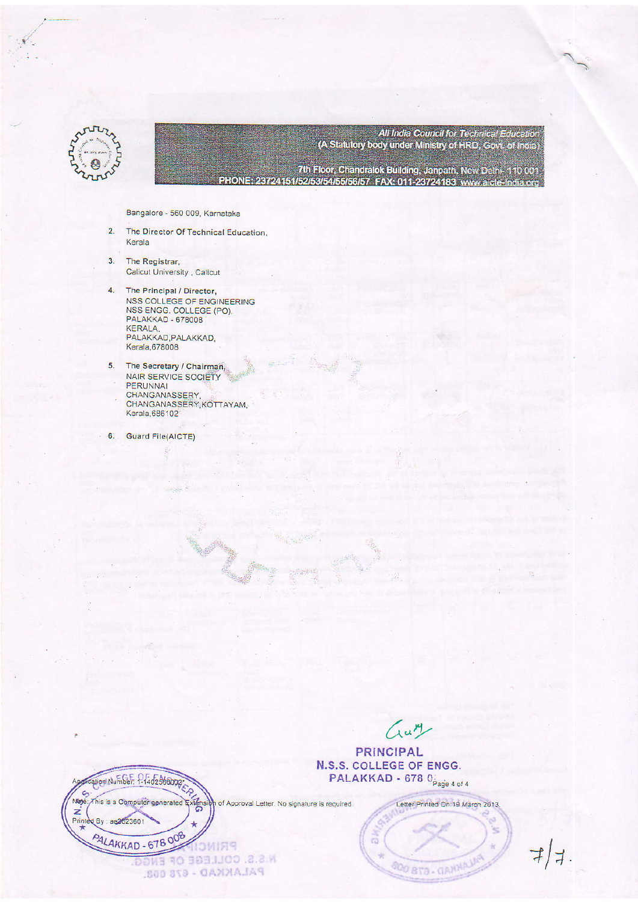All India Council for Technical Education
(A Statutory body under Ministry of HRD, Govt. of India)

7th Floor, Chandralok Building, Janpath, New Delhi- 110 001
PHONE: 23724151/52/53/54/55/56/57 FAX: 011-23724183 www.aicte-india.org

Bangalore - 560 009, Karnataka

2. The Director Of Technical Education,
   Kerala

3. The Registrar,
   Calicut University , Calicut

4. The Principal / Director,
   NSS COLLEGE OF ENGINEERING
   NSS ENGG. COLLEGE (PO),
   PALAKKAD - 678008
   KERALA,
   PALAKKAD,PALAKKAD,
   Kerala,678008

5. The Secretary / Chairman,
   NAIR SERVICE SOCIETY
   PERUNNAI
   CHANGANASSERY,
   CHANGANASSERY,KOTTAYAM,
   Kerala,686102

6. Guard File(AICTE)

PRINCIPAL
N.S.S. COLLEGE OF ENGG.
PALAKKAD - 678 008

Application Number: 1-1402560002

Note: This is a Computer generated Extension of Approval Letter. No signature is required.

Printed By : ae2023601

Letter Printed On:19 March 2013

7/7.